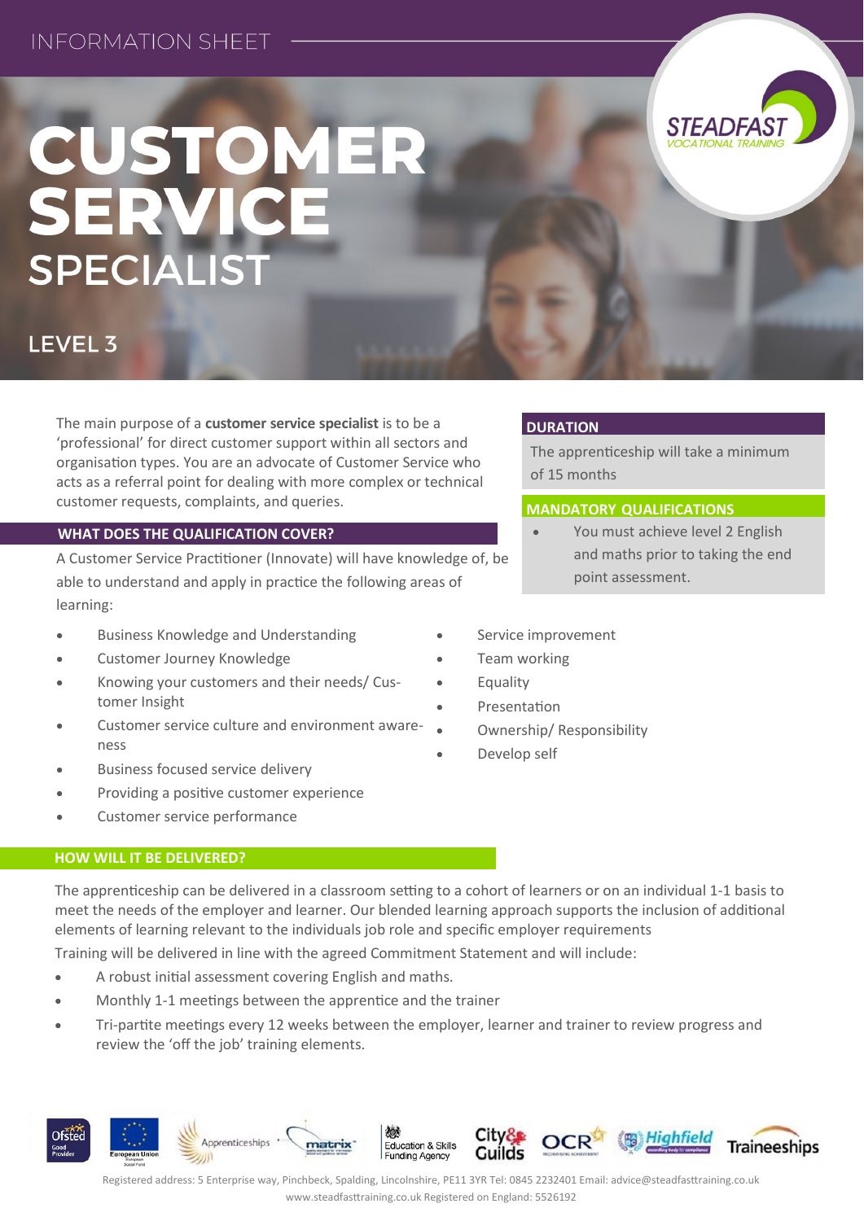INFORMATION SHEET

# CUSTOMER SERVICE SPECIALIST

## LEVEL 3

The main purpose of a **customer service specialist** is to be a 'professional' for direct customer support within all sectors and organisation types. You are an advocate of Customer Service who acts as a referral point for dealing with more complex or technical customer requests, complaints, and queries.

### DURATION

The apprenticeship will take a minimum of 15 months

### MANDATORY QUALIFICATIONS

- You must achieve level 2 English and maths prior to taking the end point assessment.

### WHAT DOES THE QUALIFICATION COVER?

A Customer Service Practitioner (Innovate) will have knowledge of, be able to understand and apply in practice the following areas of learning:

- Business Knowledge and Understanding
- Customer Journey Knowledge
- Knowing your customers and their needs/ Customer Insight
- Customer service culture and environment awareness
- Business focused service delivery
- Providing a positive customer experience
- Customer service performance
- Service improvement
- Team working
- Equality
- Presentation
- Ownership/ Responsibility
- Develop self

### HOW WILL IT BE DELIVERED?

The apprenticeship can be delivered in a classroom setting to a cohort of learners or on an individual 1-1 basis to meet the needs of the employer and learner. Our blended learning approach supports the inclusion of additional elements of learning relevant to the individuals job role and specific employer requirements

Training will be delivered in line with the agreed Commitment Statement and will include:

- A robust initial assessment covering English and maths.
- Monthly 1-1 meetings between the apprentice and the trainer
- Tri-partite meetings every 12 weeks between the employer, learner and trainer to review progress and review the 'off the job' training elements.

Registered address: 5 Enterprise way, Pinchbeck, Spalding, Lincolnshire, PE11 3YR Tel: 0845 2232401 Email: advice@steadfasttraining.co.uk www.steadfasttraining.co.uk Registered on England: 5526192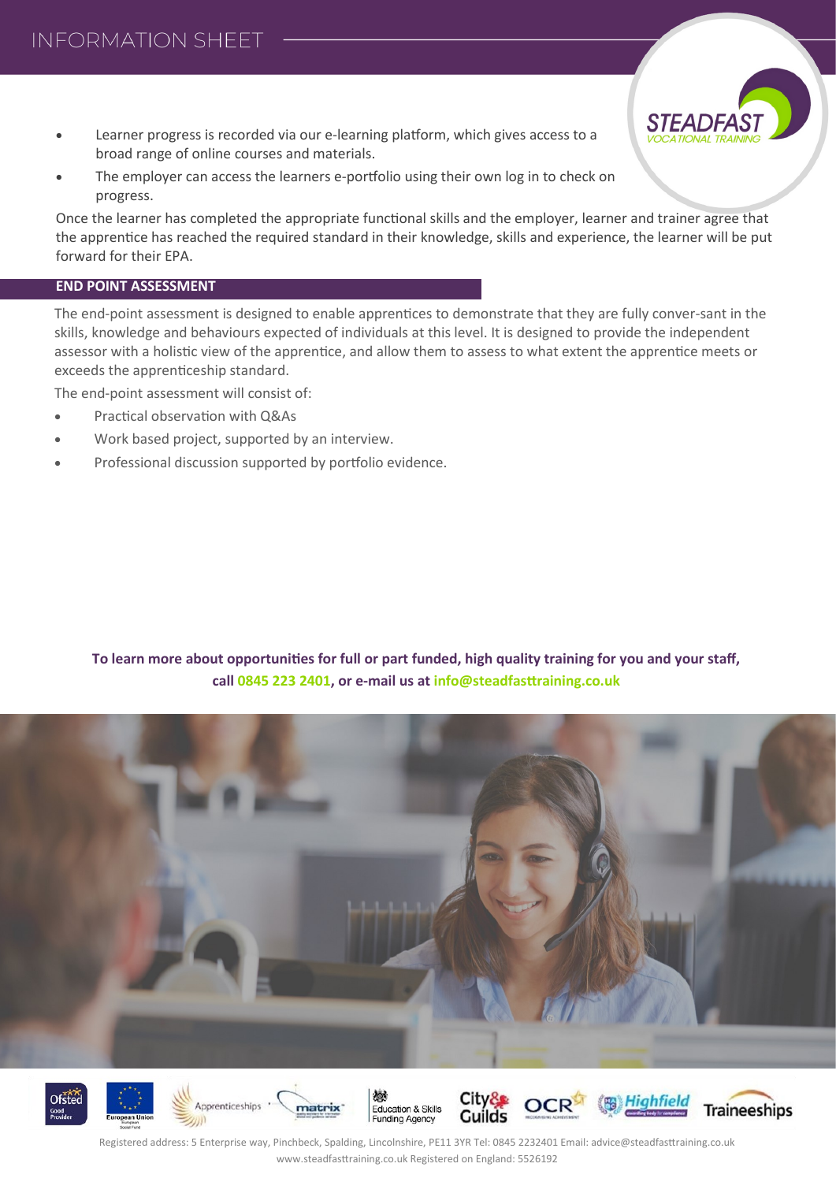- Learner progress is recorded via our e-learning platform, which gives access to a broad range of online courses and materials.
- The employer can access the learners e-portfolio using their own log in to check on progress.

Once the learner has completed the appropriate functional skills and the employer, learner and trainer agree that the apprentice has reached the required standard in their knowledge, skills and experience, the learner will be put forward for their EPA.

## END POINT ASSESSMENT

The end-point assessment is designed to enable apprentices to demonstrate that they are fully conver-sant in the skills, knowledge and behaviours expected of individuals at this level. It is designed to provide the independent assessor with a holistic view of the apprentice, and allow them to assess to what extent the apprentice meets or exceeds the apprenticeship standard.

The end-point assessment will consist of:

- Practical observation with Q&As
- Work based project, supported by an interview.
- Professional discussion supported by portfolio evidence.

**To learn more about opportunities for full or part funded, high quality training for you and your staff, call 0845 223 2401, or e-mail us at info@steadfasttraining.co.uk**

Registered address: 5 Enterprise way, Pinchbeck, Spalding, Lincolnshire, PE11 3YR Tel: 0845 2232401 Email: advice@steadfasttraining.co.uk www.steadfasttraining.co.uk Registered on England: 5526192